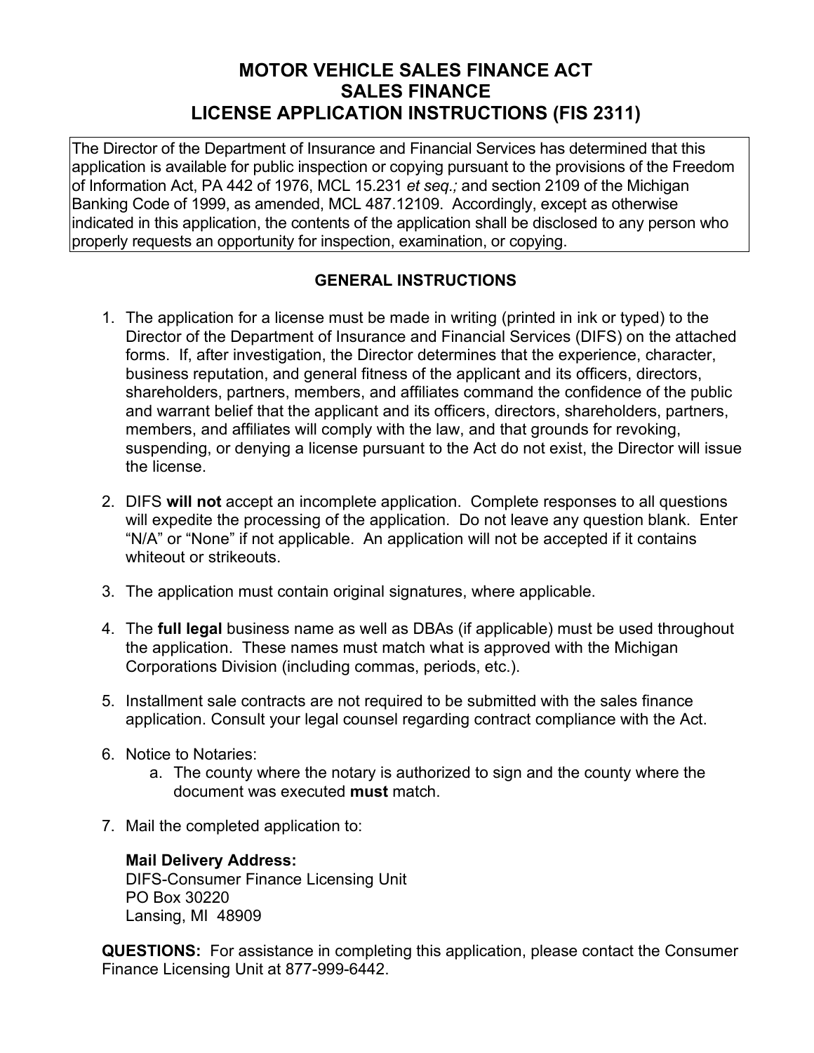# MOTOR VEHICLE SALES FINANCE ACT
# SALES FINANCE
# LICENSE APPLICATION INSTRUCTIONS (FIS 2311)

The Director of the Department of Insurance and Financial Services has determined that this application is available for public inspection or copying pursuant to the provisions of the Freedom of Information Act, PA 442 of 1976, MCL 15.231 *et seq.;* and section 2109 of the Michigan Banking Code of 1999, as amended, MCL 487.12109. Accordingly, except as otherwise indicated in this application, the contents of the application shall be disclosed to any person who properly requests an opportunity for inspection, examination, or copying.

## GENERAL INSTRUCTIONS

1. The application for a license must be made in writing (printed in ink or typed) to the Director of the Department of Insurance and Financial Services (DIFS) on the attached forms. If, after investigation, the Director determines that the experience, character, business reputation, and general fitness of the applicant and its officers, directors, shareholders, partners, members, and affiliates command the confidence of the public and warrant belief that the applicant and its officers, directors, shareholders, partners, members, and affiliates will comply with the law, and that grounds for revoking, suspending, or denying a license pursuant to the Act do not exist, the Director will issue the license.

2. DIFS **will not** accept an incomplete application. Complete responses to all questions will expedite the processing of the application. Do not leave any question blank. Enter "N/A" or "None" if not applicable. An application will not be accepted if it contains whiteout or strikeouts.

3. The application must contain original signatures, where applicable.

4. The **full legal** business name as well as DBAs (if applicable) must be used throughout the application. These names must match what is approved with the Michigan Corporations Division (including commas, periods, etc.).

5. Installment sale contracts are not required to be submitted with the sales finance application. Consult your legal counsel regarding contract compliance with the Act.

6. Notice to Notaries:
   a. The county where the notary is authorized to sign and the county where the document was executed **must** match.

7. Mail the completed application to:

   **Mail Delivery Address:**
   DIFS-Consumer Finance Licensing Unit
   PO Box 30220
   Lansing, MI 48909

**QUESTIONS:** For assistance in completing this application, please contact the Consumer Finance Licensing Unit at 877-999-6442.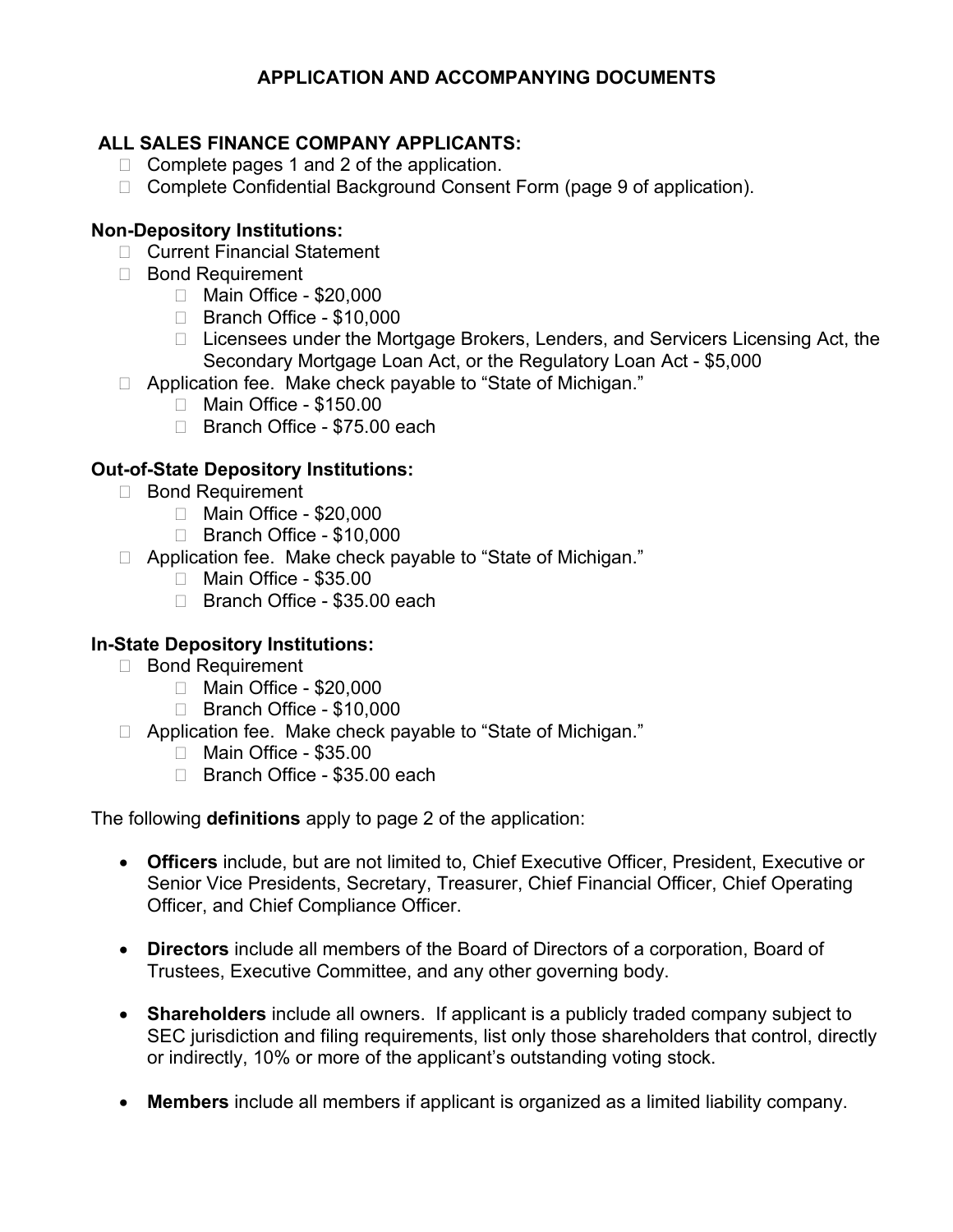# APPLICATION AND ACCOMPANYING DOCUMENTS

## ALL SALES FINANCE COMPANY APPLICANTS:

- Complete pages 1 and 2 of the application.
- Complete Confidential Background Consent Form (page 9 of application).

### Non-Depository Institutions:

- Current Financial Statement
- Bond Requirement
  - Main Office - $20,000
  - Branch Office - $10,000
  - Licensees under the Mortgage Brokers, Lenders, and Servicers Licensing Act, the Secondary Mortgage Loan Act, or the Regulatory Loan Act - $5,000
- Application fee. Make check payable to "State of Michigan."
  - Main Office - $150.00
  - Branch Office - $75.00 each

### Out-of-State Depository Institutions:

- Bond Requirement
  - Main Office - $20,000
  - Branch Office - $10,000
- Application fee. Make check payable to "State of Michigan."
  - Main Office - $35.00
  - Branch Office - $35.00 each

### In-State Depository Institutions:

- Bond Requirement
  - Main Office - $20,000
  - Branch Office - $10,000
- Application fee. Make check payable to "State of Michigan."
  - Main Office - $35.00
  - Branch Office - $35.00 each

The following **definitions** apply to page 2 of the application:

- **Officers** include, but are not limited to, Chief Executive Officer, President, Executive or Senior Vice Presidents, Secretary, Treasurer, Chief Financial Officer, Chief Operating Officer, and Chief Compliance Officer.
- **Directors** include all members of the Board of Directors of a corporation, Board of Trustees, Executive Committee, and any other governing body.
- **Shareholders** include all owners. If applicant is a publicly traded company subject to SEC jurisdiction and filing requirements, list only those shareholders that control, directly or indirectly, 10% or more of the applicant's outstanding voting stock.
- **Members** include all members if applicant is organized as a limited liability company.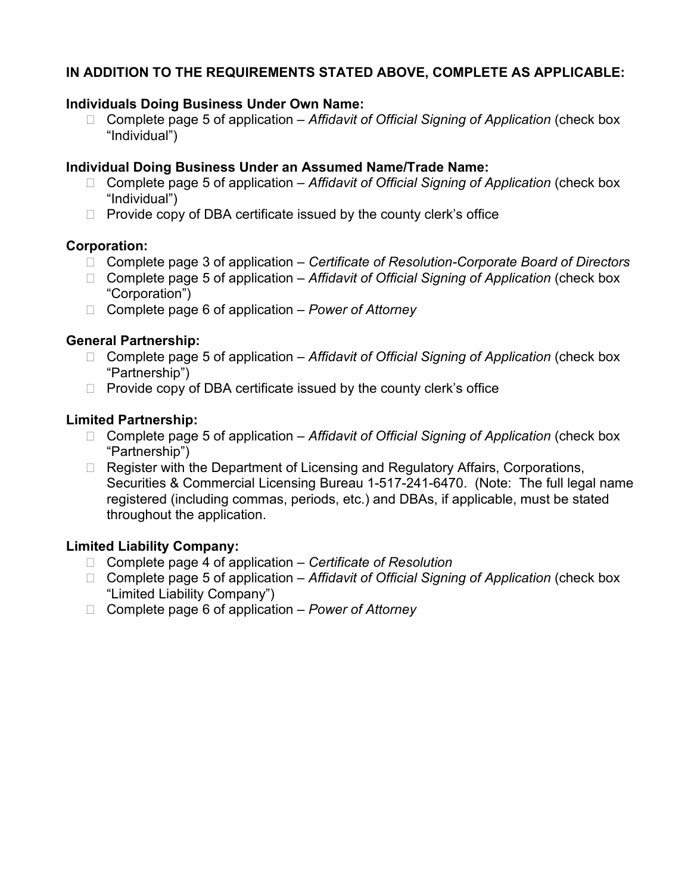**IN ADDITION TO THE REQUIREMENTS STATED ABOVE, COMPLETE AS APPLICABLE:**

**Individuals Doing Business Under Own Name:**

- Complete page 5 of application – *Affidavit of Official Signing of Application* (check box "Individual")

**Individual Doing Business Under an Assumed Name/Trade Name:**

- Complete page 5 of application – *Affidavit of Official Signing of Application* (check box "Individual")
- Provide copy of DBA certificate issued by the county clerk's office

**Corporation:**

- Complete page 3 of application – *Certificate of Resolution-Corporate Board of Directors*
- Complete page 5 of application – *Affidavit of Official Signing of Application* (check box "Corporation")
- Complete page 6 of application – *Power of Attorney*

**General Partnership:**

- Complete page 5 of application – *Affidavit of Official Signing of Application* (check box "Partnership")
- Provide copy of DBA certificate issued by the county clerk's office

**Limited Partnership:**

- Complete page 5 of application – *Affidavit of Official Signing of Application* (check box "Partnership")
- Register with the Department of Licensing and Regulatory Affairs, Corporations, Securities & Commercial Licensing Bureau 1-517-241-6470. (Note: The full legal name registered (including commas, periods, etc.) and DBAs, if applicable, must be stated throughout the application.

**Limited Liability Company:**

- Complete page 4 of application – *Certificate of Resolution*
- Complete page 5 of application – *Affidavit of Official Signing of Application* (check box "Limited Liability Company")
- Complete page 6 of application – *Power of Attorney*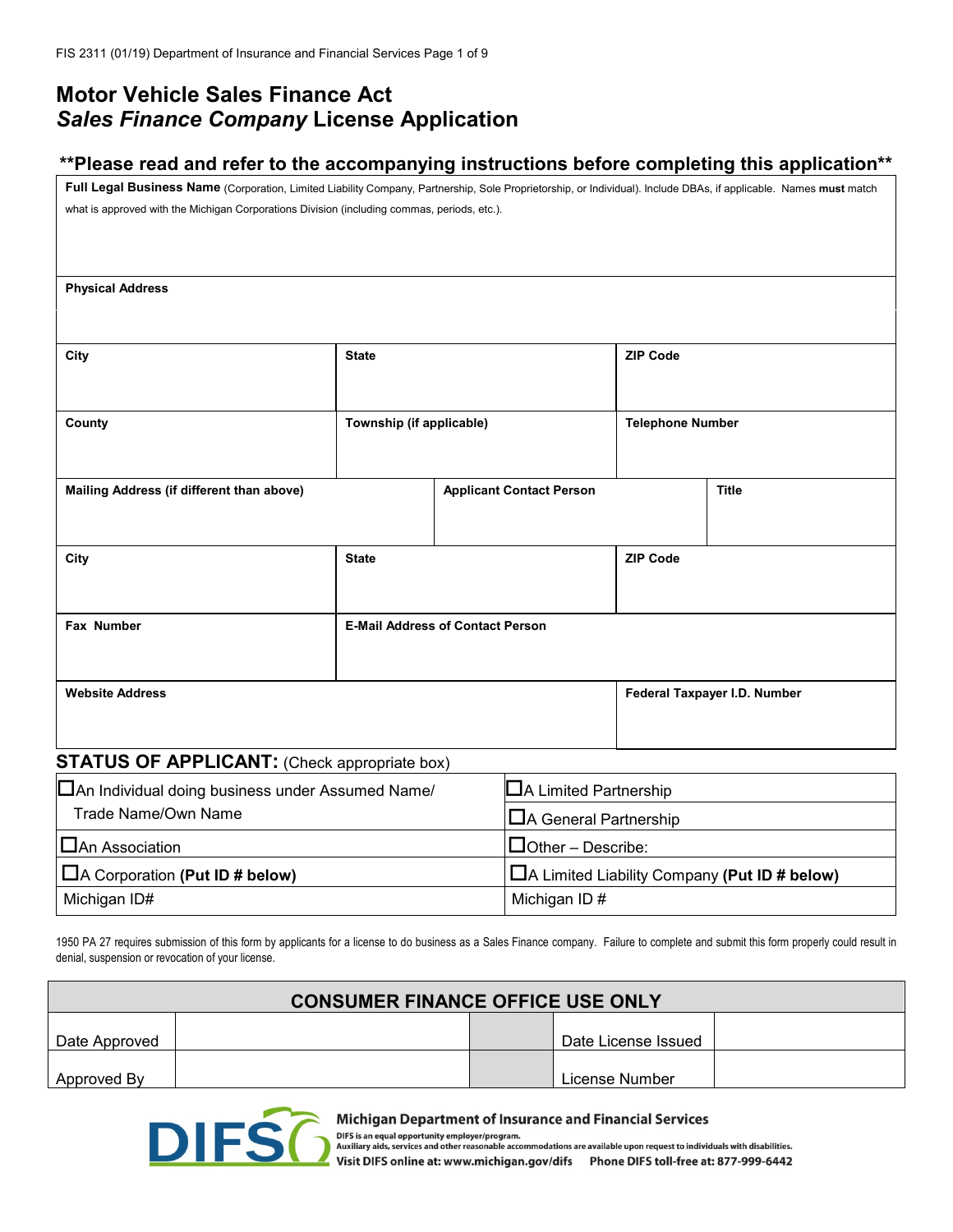# Motor Vehicle Sales Finance Act
# *Sales Finance Company* License Application

## **Please read and refer to the accompanying instructions before completing this application**

| **Full Legal Business Name** (Corporation, Limited Liability Company, Partnership, Sole Proprietorship, or Individual). Include DBAs, if applicable. Names **must** match what is approved with the Michigan Corporations Division (including commas, periods, etc.). | | |
|---|---|---|
| **Physical Address** | | |
| **City** | **State** | **ZIP Code** |
| **County** | **Township (if applicable)** | **Telephone Number** |

| **Mailing Address (if different than above)** | **Applicant Contact Person** | **Title** |
|---|---|---|
| **City** | **State** | **ZIP Code** |

| **Fax Number** | **E-Mail Address of Contact Person** |
|---|---|
| **Website Address** | **Federal Taxpayer I.D. Number** |

## STATUS OF APPLICANT: (Check appropriate box)

| | |
|---|---|
| ☐ An Individual doing business under Assumed Name/ Trade Name/Own Name | ☐ A Limited Partnership |
| | ☐ A General Partnership |
| ☐ An Association | ☐ Other – Describe: |
| ☐ A Corporation **(Put ID # below)** | ☐ A Limited Liability Company **(Put ID # below)** |
| Michigan ID# | Michigan ID # |

1950 PA 27 requires submission of this form by applicants for a license to do business as a Sales Finance company. Failure to complete and submit this form properly could result in denial, suspension or revocation of your license.

| CONSUMER FINANCE OFFICE USE ONLY | | | | |
|---|---|---|---|---|
| Date Approved | | | Date License Issued | |
| Approved By | | | License Number | |

**Michigan Department of Insurance and Financial Services**
DIFS is an equal opportunity employer/program.
Auxiliary aids, services and other reasonable accommodations are available upon request to individuals with disabilities.
Visit DIFS online at: www.michigan.gov/difs Phone DIFS toll-free at: 877-999-6442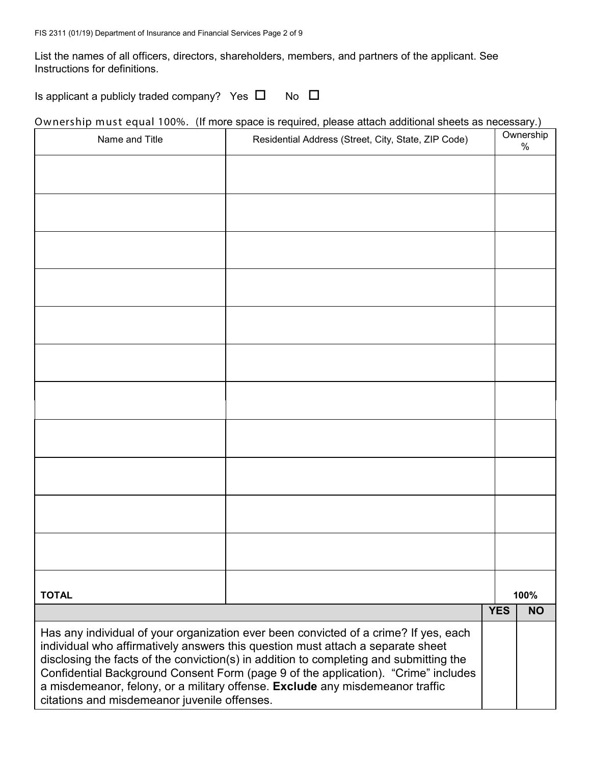List the names of all officers, directors, shareholders, members, and partners of the applicant. See Instructions for definitions.

Is applicant a publicly traded company? Yes ☐ No ☐

Ownership must equal 100%. (If more space is required, please attach additional sheets as necessary.)

| Name and Title | Residential Address (Street, City, State, ZIP Code) | Ownership % |
|---|---|---|
| | | |
| | | |
| | | |
| | | |
| | | |
| | | |
| | | |
| | | |
| | | |
| | | |
| | | |
| **TOTAL** | | **100%** |

| | YES | NO |
|---|---|---|
| Has any individual of your organization ever been convicted of a crime? If yes, each individual who affirmatively answers this question must attach a separate sheet disclosing the facts of the conviction(s) in addition to completing and submitting the Confidential Background Consent Form (page 9 of the application). "Crime" includes a misdemeanor, felony, or a military offense. **Exclude** any misdemeanor traffic citations and misdemeanor juvenile offenses. | | |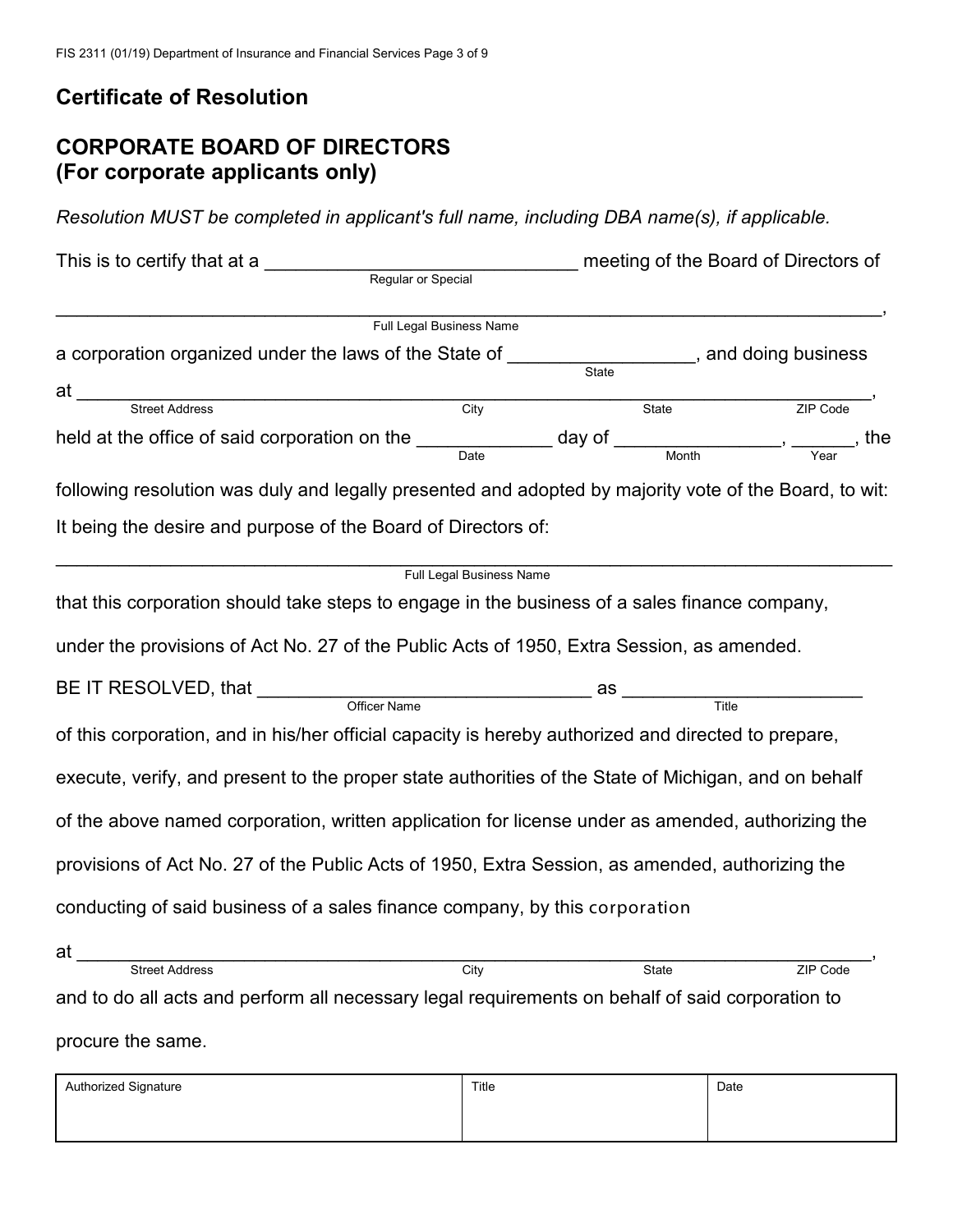## Certificate of Resolution

## CORPORATE BOARD OF DIRECTORS (For corporate applicants only)

*Resolution MUST be completed in applicant's full name, including DBA name(s), if applicable.*

This is to certify that at a ______________________________ meeting of the Board of Directors of
Regular or Special

________________________________________________________________________________,
Full Legal Business Name

a corporation organized under the laws of the State of __________________, and doing business
State

at ______________________________________________________________________________,
Street Address City State ZIP Code

held at the office of said corporation on the _____________ day of ________________, ______, the
Date Month Year

following resolution was duly and legally presented and adopted by majority vote of the Board, to wit:

It being the desire and purpose of the Board of Directors of:

________________________________________________________________________________
Full Legal Business Name

that this corporation should take steps to engage in the business of a sales finance company, under the provisions of Act No. 27 of the Public Acts of 1950, Extra Session, as amended.

BE IT RESOLVED, that _________________________________ as ________________________
Officer Name Title

of this corporation, and in his/her official capacity is hereby authorized and directed to prepare, execute, verify, and present to the proper state authorities of the State of Michigan, and on behalf of the above named corporation, written application for license under as amended, authorizing the provisions of Act No. 27 of the Public Acts of 1950, Extra Session, as amended, authorizing the conducting of said business of a sales finance company, by this corporation

at ______________________________________________________________________________,
Street Address City State ZIP Code

and to do all acts and perform all necessary legal requirements on behalf of said corporation to procure the same.

| Authorized Signature | Title | Date |
|---|---|---|
| | | |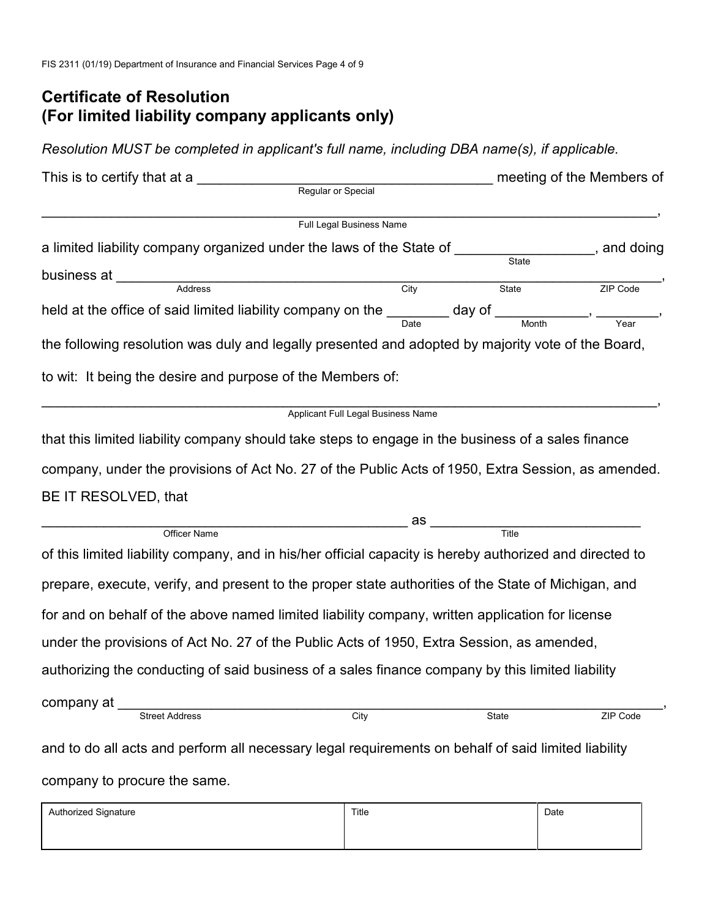## Certificate of Resolution
## (For limited liability company applicants only)

*Resolution MUST be completed in applicant's full name, including DBA name(s), if applicable.*

This is to certify that at a ____________________________________ meeting of the Members of
Regular or Special

__________________________________________________________________________,
Full Legal Business Name

a limited liability company organized under the laws of the State of _________________, and doing
State

business at ________________________________________________________________,
Address City State ZIP Code

held at the office of said limited liability company on the ________ day of ____________, ________,
Date Month Year

the following resolution was duly and legally presented and adopted by majority vote of the Board,

to wit: It being the desire and purpose of the Members of:

__________________________________________________________________________,
Applicant Full Legal Business Name

that this limited liability company should take steps to engage in the business of a sales finance company, under the provisions of Act No. 27 of the Public Acts of 1950, Extra Session, as amended.

BE IT RESOLVED, that

______________________________________________ as ___________________________
Officer Name Title

of this limited liability company, and in his/her official capacity is hereby authorized and directed to prepare, execute, verify, and present to the proper state authorities of the State of Michigan, and for and on behalf of the above named limited liability company, written application for license under the provisions of Act No. 27 of the Public Acts of 1950, Extra Session, as amended, authorizing the conducting of said business of a sales finance company by this limited liability

company at ________________________________________________________________,
Street Address City State ZIP Code

and to do all acts and perform all necessary legal requirements on behalf of said limited liability company to procure the same.

| Authorized Signature | Title | Date |
| --- | --- | --- |
| | | |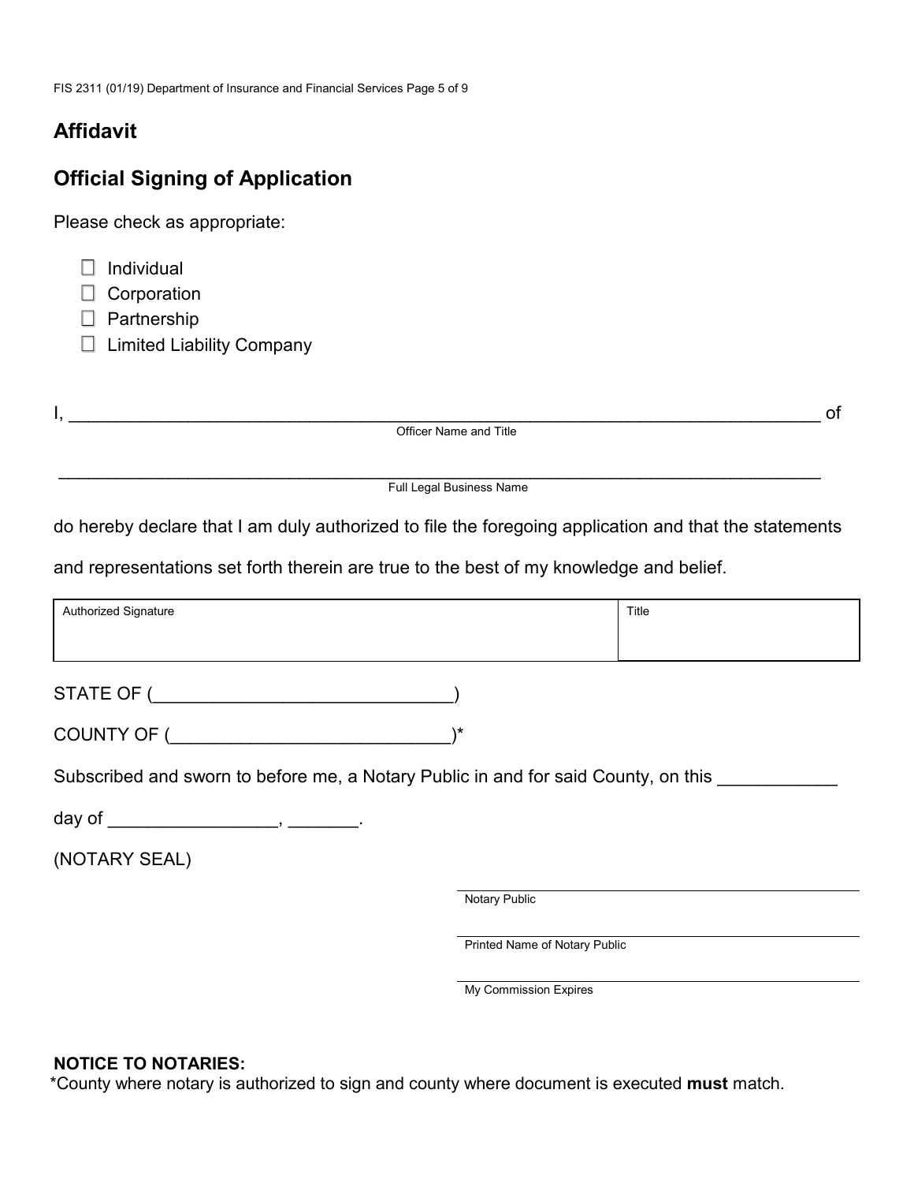## Affidavit

## Official Signing of Application

Please check as appropriate:

- ☐ Individual
- ☐ Corporation
- ☐ Partnership
- ☐ Limited Liability Company

I, ______________________________________________________________________________ of
Officer Name and Title

______________________________________________________________________________
Full Legal Business Name

do hereby declare that I am duly authorized to file the foregoing application and that the statements and representations set forth therein are true to the best of my knowledge and belief.

| Authorized Signature | Title |
| --- | --- |
| | |

STATE OF (_____________________________)

COUNTY OF (___________________________)*

Subscribed and sworn to before me, a Notary Public in and for said County, on this ____________ day of _________________, _______.

(NOTARY SEAL)

______________________________
Notary Public

______________________________
Printed Name of Notary Public

______________________________
My Commission Expires

**NOTICE TO NOTARIES:**
*County where notary is authorized to sign and county where document is executed **must** match.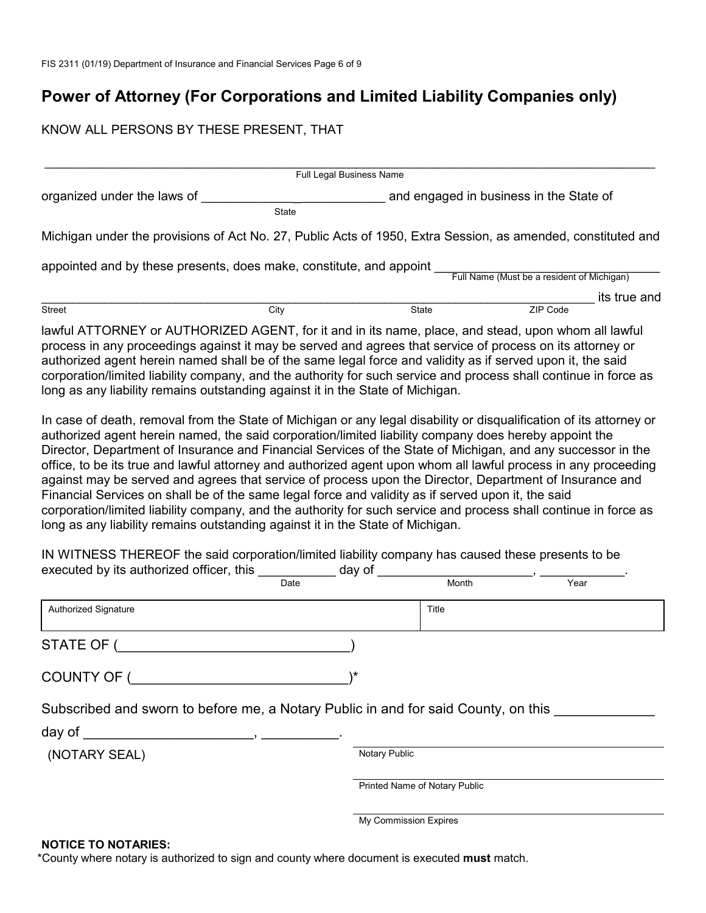## Power of Attorney (For Corporations and Limited Liability Companies only)

KNOW ALL PERSONS BY THESE PRESENT, THAT

_______________________________________________________________________________
Full Legal Business Name

organized under the laws of _________________________ and engaged in business in the State of
State

Michigan under the provisions of Act No. 27, Public Acts of 1950, Extra Session, as amended, constituted and

appointed and by these presents, does make, constitute, and appoint ______________________________
Full Name (Must be a resident of Michigan)

_______________________________________________________________________________ its true and
Street City State ZIP Code

lawful ATTORNEY or AUTHORIZED AGENT, for it and in its name, place, and stead, upon whom all lawful process in any proceedings against it may be served and agrees that service of process on its attorney or authorized agent herein named shall be of the same legal force and validity as if served upon it, the said corporation/limited liability company, and the authority for such service and process shall continue in force as long as any liability remains outstanding against it in the State of Michigan.

In case of death, removal from the State of Michigan or any legal disability or disqualification of its attorney or authorized agent herein named, the said corporation/limited liability company does hereby appoint the Director, Department of Insurance and Financial Services of the State of Michigan, and any successor in the office, to be its true and lawful attorney and authorized agent upon whom all lawful process in any proceeding against it may be served and agrees that service of process upon the Director, Department of Insurance and Financial Services on shall be of the same legal force and validity as if served upon it, the said corporation/limited liability company, and the authority for such service and process shall continue in force as long as any liability remains outstanding against it in the State of Michigan.

IN WITNESS THEREOF the said corporation/limited liability company has caused these presents to be executed by its authorized officer, this __________ day of _____________________, ___________.
Date Month Year

| Authorized Signature | Title |
|---|---|
| | |

STATE OF (______________________________)

COUNTY OF (____________________________)*

Subscribed and sworn to before me, a Notary Public in and for said County, on this ____________

day of _____________________, __________.

(NOTARY SEAL)

_______________________________
Notary Public

_______________________________
Printed Name of Notary Public

_______________________________
My Commission Expires

**NOTICE TO NOTARIES:**
*County where notary is authorized to sign and county where document is executed **must** match.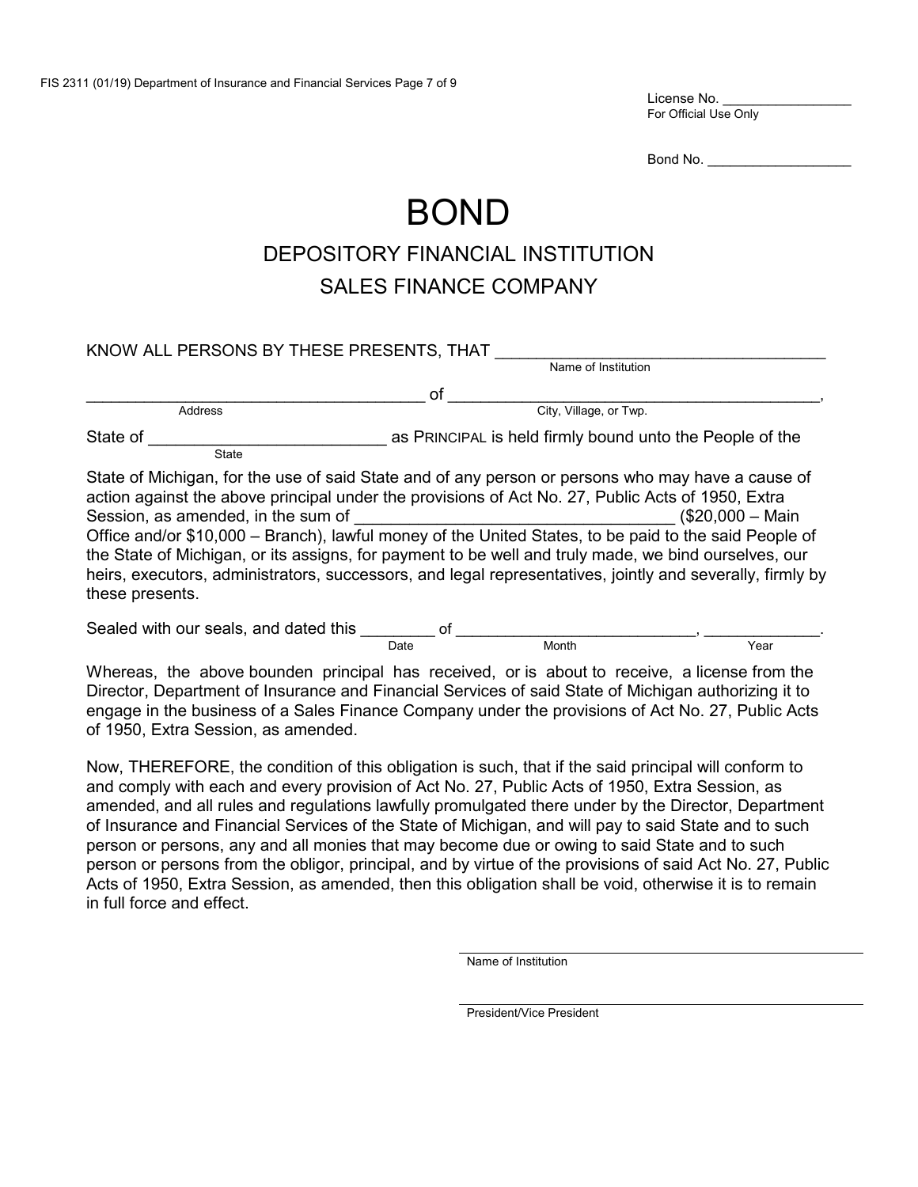License No. ________________
For Official Use Only

Bond No. __________________

# BOND

## DEPOSITORY FINANCIAL INSTITUTION

## SALES FINANCE COMPANY

KNOW ALL PERSONS BY THESE PRESENTS, THAT ____________________________________
Name of Institution

______________________________________ of __________________________________________,
Address City, Village, or Twp.

State of _________________________ as PRINCIPAL is held firmly bound unto the People of the
State

State of Michigan, for the use of said State and of any person or persons who may have a cause of action against the above principal under the provisions of Act No. 27, Public Acts of 1950, Extra Session, as amended, in the sum of __________________________________ ($20,000 – Main Office and/or $10,000 – Branch), lawful money of the United States, to be paid to the said People of the State of Michigan, or its assigns, for payment to be well and truly made, we bind ourselves, our heirs, executors, administrators, successors, and legal representatives, jointly and severally, firmly by these presents.

Sealed with our seals, and dated this ________ of __________________________, _____________.
Date Month Year

Whereas, the above bounden principal has received, or is about to receive, a license from the Director, Department of Insurance and Financial Services of said State of Michigan authorizing it to engage in the business of a Sales Finance Company under the provisions of Act No. 27, Public Acts of 1950, Extra Session, as amended.

Now, THEREFORE, the condition of this obligation is such, that if the said principal will conform to and comply with each and every provision of Act No. 27, Public Acts of 1950, Extra Session, as amended, and all rules and regulations lawfully promulgated there under by the Director, Department of Insurance and Financial Services of the State of Michigan, and will pay to said State and to such person or persons, any and all monies that may become due or owing to said State and to such person or persons from the obligor, principal, and by virtue of the provisions of said Act No. 27, Public Acts of 1950, Extra Session, as amended, then this obligation shall be void, otherwise it is to remain in full force and effect.

______________________________________
Name of Institution

______________________________________
President/Vice President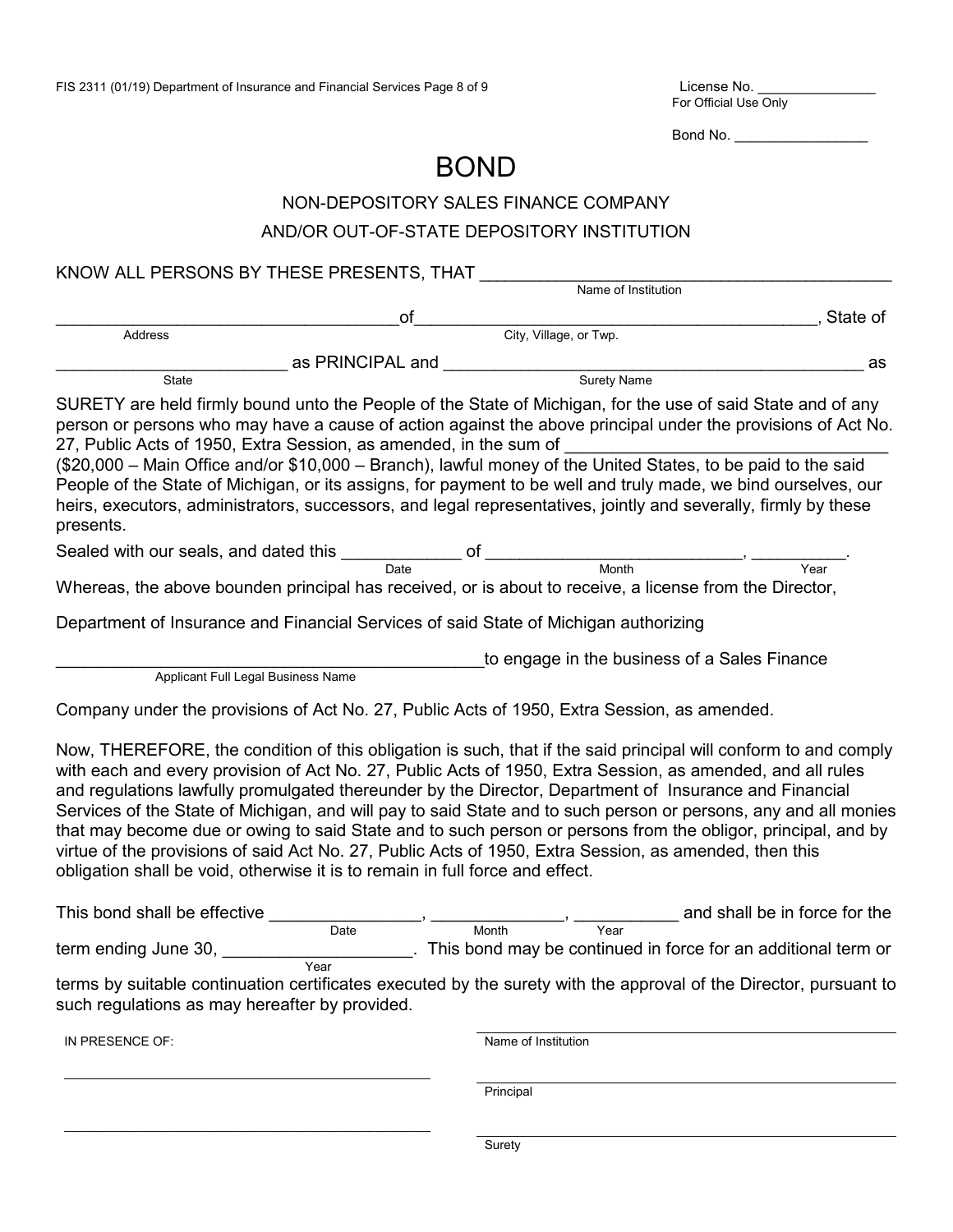License No. _______________
For Official Use Only

Bond No. _________________

# BOND

## NON-DEPOSITORY SALES FINANCE COMPANY AND/OR OUT-OF-STATE DEPOSITORY INSTITUTION

KNOW ALL PERSONS BY THESE PRESENTS, THAT _____________________________________________
Name of Institution

_____________________________________of_____________________________________________, State of
Address City, Village, or Twp.

________________________ as PRINCIPAL and _____________________________________________ as
State Surety Name

SURETY are held firmly bound unto the People of the State of Michigan, for the use of said State and of any person or persons who may have a cause of action against the above principal under the provisions of Act No. 27, Public Acts of 1950, Extra Session, as amended, in the sum of _____________________________ ($20,000 – Main Office and/or $10,000 – Branch), lawful money of the United States, to be paid to the said People of the State of Michigan, or its assigns, for payment to be well and truly made, we bind ourselves, our heirs, executors, administrators, successors, and legal representatives, jointly and severally, firmly by these presents.

Sealed with our seals, and dated this ____________ of ___________________________, __________.
Date Month Year

Whereas, the above bounden principal has received, or is about to receive, a license from the Director,

Department of Insurance and Financial Services of said State of Michigan authorizing

______________________________________________to engage in the business of a Sales Finance
Applicant Full Legal Business Name

Company under the provisions of Act No. 27, Public Acts of 1950, Extra Session, as amended.

Now, THEREFORE, the condition of this obligation is such, that if the said principal will conform to and comply with each and every provision of Act No. 27, Public Acts of 1950, Extra Session, as amended, and all rules and regulations lawfully promulgated thereunder by the Director, Department of Insurance and Financial Services of the State of Michigan, and will pay to said State and to such person or persons, any and all monies that may become due or owing to said State and to such person or persons from the obligor, principal, and by virtue of the provisions of said Act No. 27, Public Acts of 1950, Extra Session, as amended, then this obligation shall be void, otherwise it is to remain in full force and effect.

This bond shall be effective _______________, ______________, ___________ and shall be in force for the
Date Month Year

term ending June 30, ____________________. This bond may be continued in force for an additional term or
Year

terms by suitable continuation certificates executed by the surety with the approval of the Director, pursuant to such regulations as may hereafter by provided.

IN PRESENCE OF:

____________________________________________

____________________________________________

____________________________________________
Name of Institution

____________________________________________
Principal

____________________________________________
Surety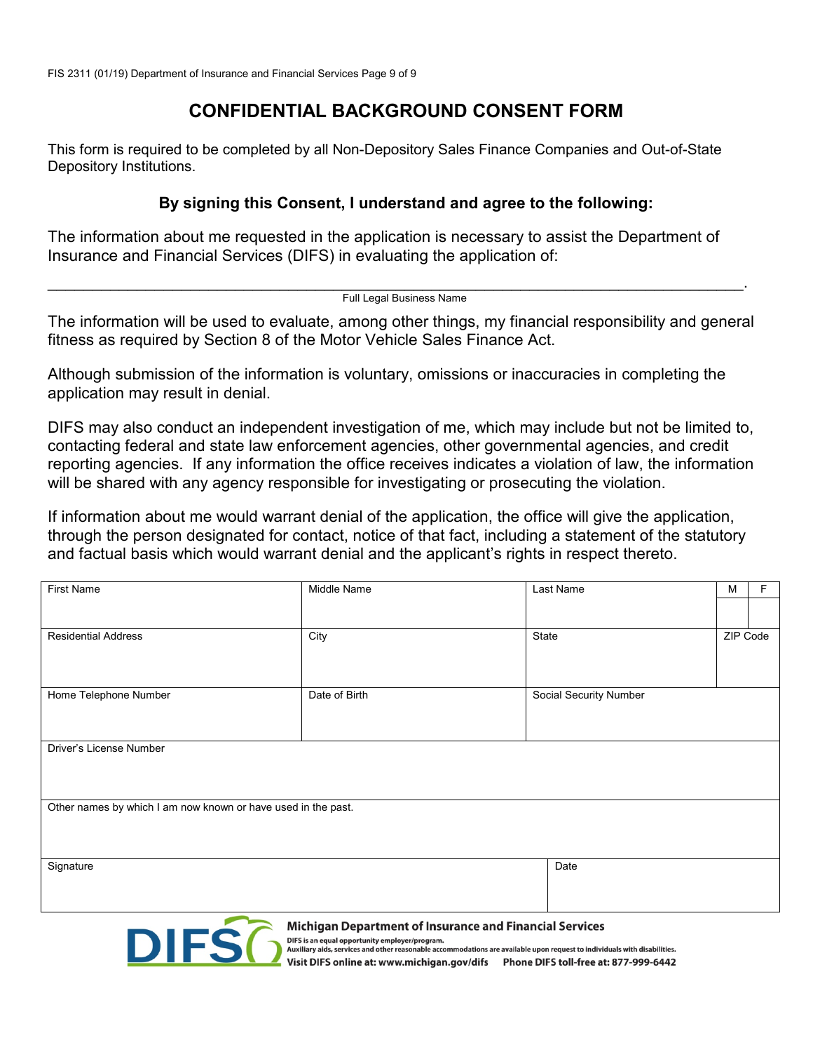# CONFIDENTIAL BACKGROUND CONSENT FORM

This form is required to be completed by all Non-Depository Sales Finance Companies and Out-of-State Depository Institutions.

### By signing this Consent, I understand and agree to the following:

The information about me requested in the application is necessary to assist the Department of Insurance and Financial Services (DIFS) in evaluating the application of:

______________________________________________________________________________.

Full Legal Business Name

The information will be used to evaluate, among other things, my financial responsibility and general fitness as required by Section 8 of the Motor Vehicle Sales Finance Act.

Although submission of the information is voluntary, omissions or inaccuracies in completing the application may result in denial.

DIFS may also conduct an independent investigation of me, which may include but not be limited to, contacting federal and state law enforcement agencies, other governmental agencies, and credit reporting agencies. If any information the office receives indicates a violation of law, the information will be shared with any agency responsible for investigating or prosecuting the violation.

If information about me would warrant denial of the application, the office will give the application, through the person designated for contact, notice of that fact, including a statement of the statutory and factual basis which would warrant denial and the applicant's rights in respect thereto.

| | | | | |
|---|---|---|---|---|
| First Name | Middle Name | Last Name | M | F |
| Residential Address | City | State | ZIP Code | |
| Home Telephone Number | Date of Birth | Social Security Number | | |
| Driver's License Number | | | | |
| Other names by which I am now known or have used in the past. | | | | |
| Signature | | Date | | |

**Michigan Department of Insurance and Financial Services**

DIFS is an equal opportunity employer/program.
Auxiliary aids, services and other reasonable accommodations are available upon request to individuals with disabilities.
Visit DIFS online at: www.michigan.gov/difs Phone DIFS toll-free at: 877-999-6442